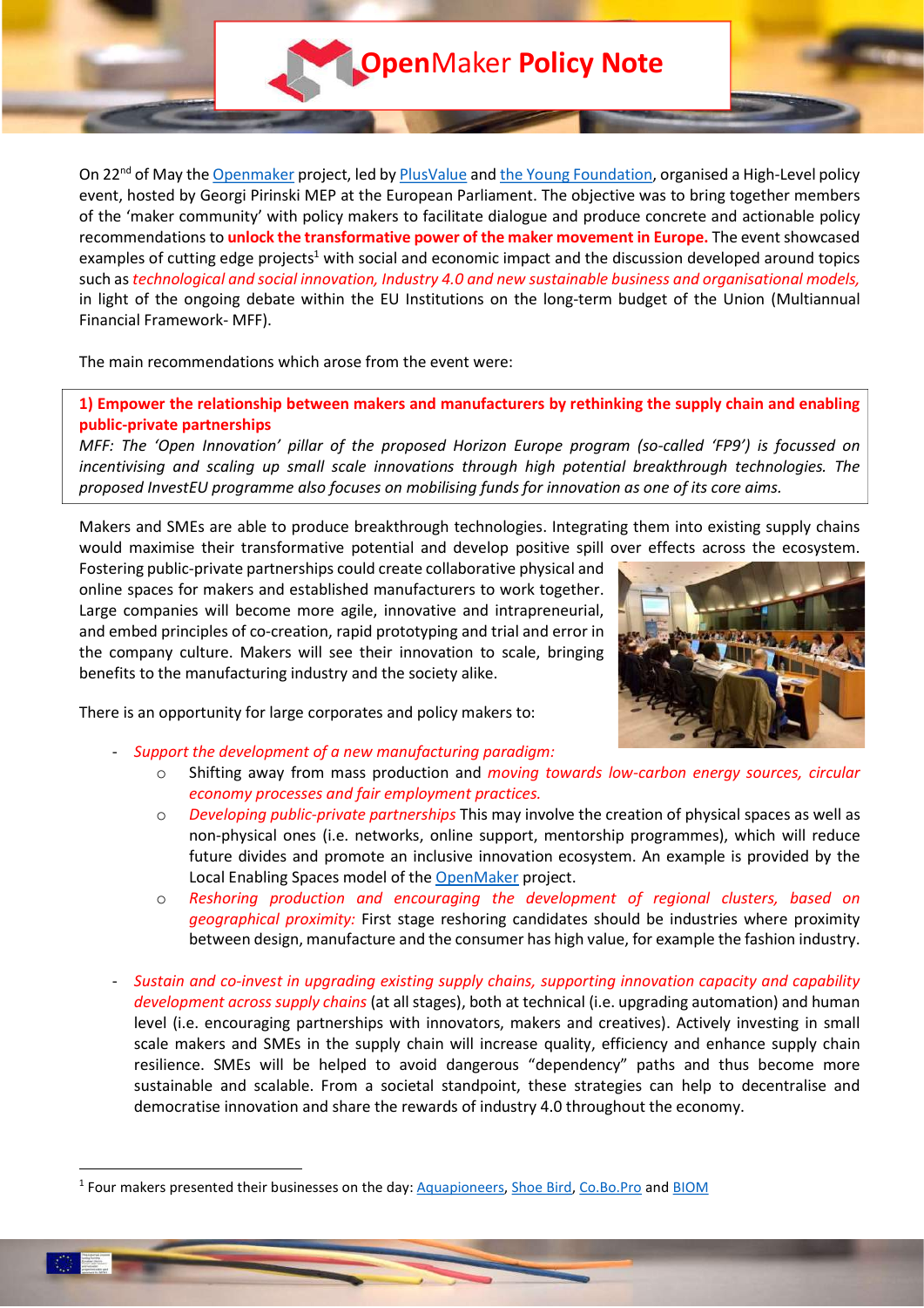# OpenMaker Policy Note

On 22nd of May the Openmaker project, led by PlusValue and the Young Foundation, organised a High-Level policy event, hosted by Georgi Pirinski MEP at the European Parliament. The objective was to bring together members of the 'maker community' with policy makers to facilitate dialogue and produce concrete and actionable policy recommendations to **unlock the transformative power of the maker movement in Europe.** The event showcased examples of cutting edge projects[1] with social and economic impact and the discussion developed around topics such as *technological and social innovation, Industry 4.0 and new sustainable business and organisational models,* in light of the ongoing debate within the EU Institutions on the long-term budget of the Union (Multiannual Financial Framework- MFF).

The main recommendations which arose from the event were:

**1) Empower the relationship between makers and manufacturers by rethinking the supply chain and enabling public-private partnerships**

*MFF: The 'Open Innovation' pillar of the proposed Horizon Europe program (so-called 'FP9') is focussed on incentivising and scaling up small scale innovations through high potential breakthrough technologies. The proposed InvestEU programme also focuses on mobilising funds for innovation as one of its core aims.*

Makers and SMEs are able to produce breakthrough technologies. Integrating them into existing supply chains would maximise their transformative potential and develop positive spill over effects across the ecosystem. Fostering public-private partnerships could create collaborative physical and online spaces for makers and established manufacturers to work together. Large companies will become more agile, innovative and intrapreneurial, and embed principles of co-creation, rapid prototyping and trial and error in the company culture. Makers will see their innovation to scale, bringing benefits to the manufacturing industry and the society alike.

There is an opportunity for large corporates and policy makers to:

- *Support the development of a new manufacturing paradigm:*
  - Shifting away from mass production and *moving towards low-carbon energy sources, circular economy processes and fair employment practices.*
  - *Developing public-private partnerships* This may involve the creation of physical spaces as well as non-physical ones (i.e. networks, online support, mentorship programmes), which will reduce future divides and promote an inclusive innovation ecosystem. An example is provided by the Local Enabling Spaces model of the OpenMaker project.
  - *Reshoring production and encouraging the development of regional clusters, based on geographical proximity:* First stage reshoring candidates should be industries where proximity between design, manufacture and the consumer has high value, for example the fashion industry.
- *Sustain and co-invest in upgrading existing supply chains, supporting innovation capacity and capability development across supply chains* (at all stages), both at technical (i.e. upgrading automation) and human level (i.e. encouraging partnerships with innovators, makers and creatives). Actively investing in small scale makers and SMEs in the supply chain will increase quality, efficiency and enhance supply chain resilience. SMEs will be helped to avoid dangerous "dependency" paths and thus become more sustainable and scalable. From a societal standpoint, these strategies can help to decentralise and democratise innovation and share the rewards of industry 4.0 throughout the economy.

[1] Four makers presented their businesses on the day: Aquapioneers, Shoe Bird, Co.Bo.Pro and BIOM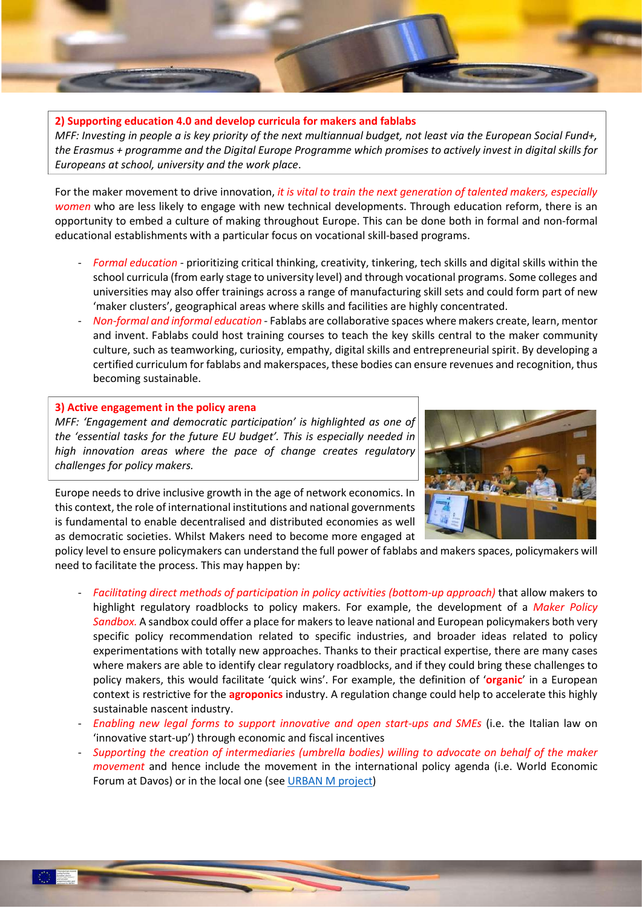**2) Supporting education 4.0 and develop curricula for makers and fablabs**

*MFF: Investing in people a is key priority of the next multiannual budget, not least via the European Social Fund+, the Erasmus + programme and the Digital Europe Programme which promises to actively invest in digital skills for Europeans at school, university and the work place.*

For the maker movement to drive innovation, *it is vital to train the next generation of talented makers, especially women* who are less likely to engage with new technical developments. Through education reform, there is an opportunity to embed a culture of making throughout Europe. This can be done both in formal and non-formal educational establishments with a particular focus on vocational skill-based programs.

- *Formal education* - prioritizing critical thinking, creativity, tinkering, tech skills and digital skills within the school curricula (from early stage to university level) and through vocational programs. Some colleges and universities may also offer trainings across a range of manufacturing skill sets and could form part of new 'maker clusters', geographical areas where skills and facilities are highly concentrated.
- *Non-formal and informal education* - Fablabs are collaborative spaces where makers create, learn, mentor and invent. Fablabs could host training courses to teach the key skills central to the maker community culture, such as teamworking, curiosity, empathy, digital skills and entrepreneurial spirit. By developing a certified curriculum for fablabs and makerspaces, these bodies can ensure revenues and recognition, thus becoming sustainable.

**3) Active engagement in the policy arena**

*MFF: 'Engagement and democratic participation' is highlighted as one of the 'essential tasks for the future EU budget'. This is especially needed in high innovation areas where the pace of change creates regulatory challenges for policy makers.*

Europe needs to drive inclusive growth in the age of network economics. In this context, the role of international institutions and national governments is fundamental to enable decentralised and distributed economies as well as democratic societies. Whilst Makers need to become more engaged at policy level to ensure policymakers can understand the full power of fablabs and makers spaces, policymakers will need to facilitate the process. This may happen by:

- *Facilitating direct methods of participation in policy activities (bottom-up approach)* that allow makers to highlight regulatory roadblocks to policy makers. For example, the development of a *Maker Policy Sandbox.* A sandbox could offer a place for makers to leave national and European policymakers both very specific policy recommendation related to specific industries, and broader ideas related to policy experimentations with totally new approaches. Thanks to their practical expertise, there are many cases where makers are able to identify clear regulatory roadblocks, and if they could bring these challenges to policy makers, this would facilitate 'quick wins'. For example, the definition of '**organic**' in a European context is restrictive for the **agroponics** industry. A regulation change could help to accelerate this highly sustainable nascent industry.
- *Enabling new legal forms to support innovative and open start-ups and SMEs* (i.e. the Italian law on 'innovative start-up') through economic and fiscal incentives
- *Supporting the creation of intermediaries (umbrella bodies) willing to advocate on behalf of the maker movement* and hence include the movement in the international policy agenda (i.e. World Economic Forum at Davos) or in the local one (see URBAN M project)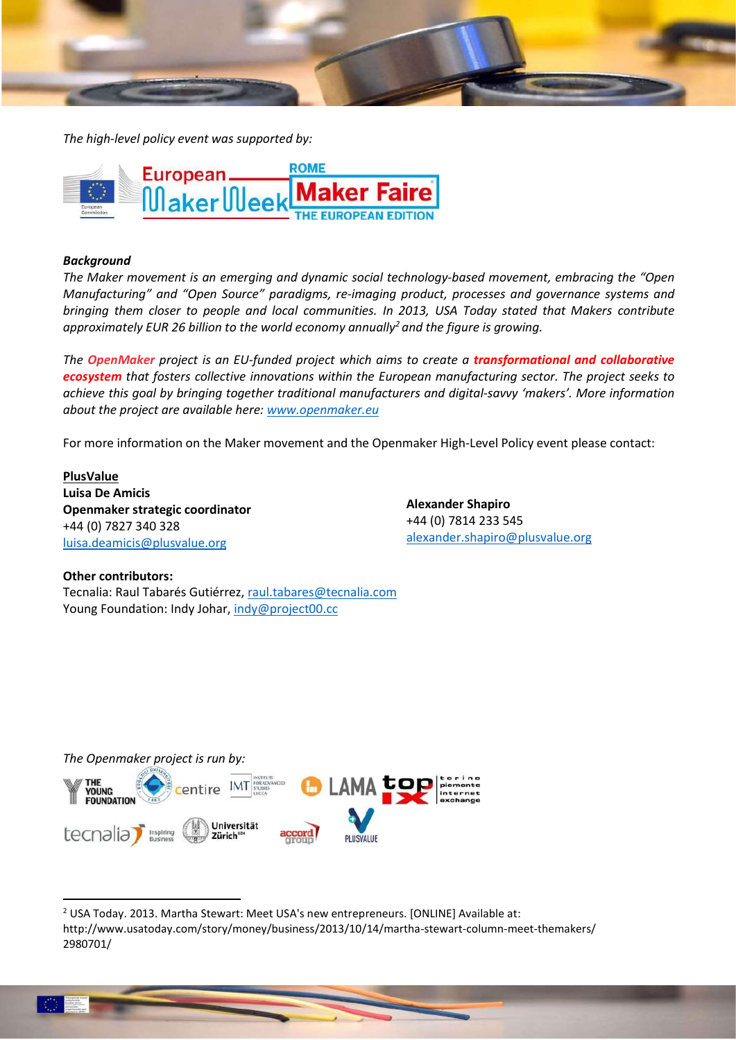*The high-level policy event was supported by:*

### *Background*

*The Maker movement is an emerging and dynamic social technology-based movement, embracing the "Open Manufacturing" and "Open Source" paradigms, re-imaging product, processes and governance systems and bringing them closer to people and local communities. In 2013, USA Today stated that Makers contribute approximately EUR 26 billion to the world economy annually[2] and the figure is growing.*

*The* ***OpenMaker*** *project is an EU-funded project which aims to create a* ***transformational and collaborative ecosystem*** *that fosters collective innovations within the European manufacturing sector. The project seeks to achieve this goal by bringing together traditional manufacturers and digital-savvy 'makers'. More information about the project are available here: www.openmaker.eu*

For more information on the Maker movement and the Openmaker High-Level Policy event please contact:

**PlusValue**
**Luisa De Amicis**
**Openmaker strategic coordinator**
+44 (0) 7827 340 328
luisa.deamicis@plusvalue.org

**Alexander Shapiro**
+44 (0) 7814 233 545
alexander.shapiro@plusvalue.org

**Other contributors:**
Tecnalia: Raul Tabarés Gutiérrez, raul.tabares@tecnalia.com
Young Foundation: Indy Johar, indy@project00.cc

*The Openmaker project is run by:*

[2] USA Today. 2013. Martha Stewart: Meet USA's new entrepreneurs. [ONLINE] Available at: http://www.usatoday.com/story/money/business/2013/10/14/martha-stewart-column-meet-themakers/2980701/